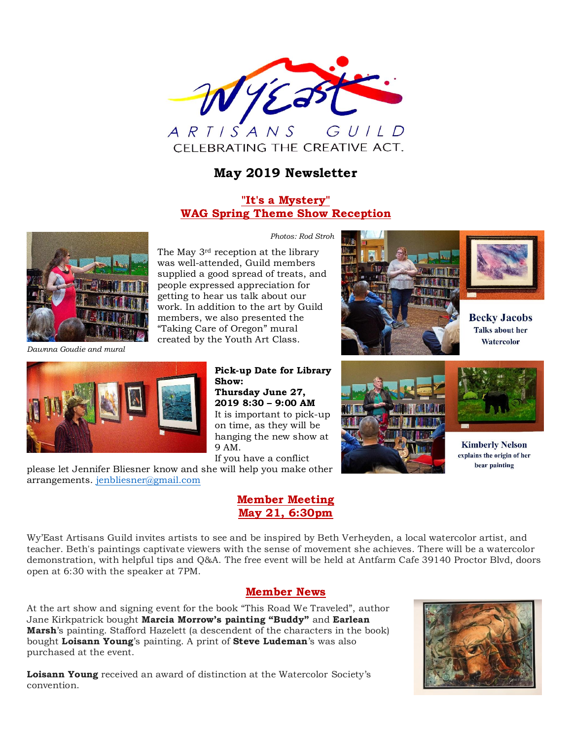# Wy'East ARTISANS GUILD

CELEBRATING THE CREATIVE ACT.

## May 2019 Newsletter

### "It's a Mystery" WAG Spring Theme Show Reception

*Photos: Rod Stroh*

The May 3rd reception at the library was well-attended, Guild members supplied a good spread of treats, and people expressed appreciation for getting to hear us talk about our work. In addition to the art by Guild members, we also presented the "Taking Care of Oregon" mural created by the Youth Art Class.

*Dawnna Goudie and mural*

**Becky Jacobs** Talks about her Watercolor

**Pick-up Date for Library Show: Thursday June 27, 2019 8:30 – 9:00 AM**

It is important to pick-up on time, as they will be hanging the new show at 9 AM.

If you have a conflict please let Jennifer Bliesner know and she will help you make other arrangements. jenbliesner@gmail.com

**Kimberly Nelson** explains the origin of her bear painting

### Member Meeting May 21, 6:30pm

Wy'East Artisans Guild invites artists to see and be inspired by Beth Verheyden, a local watercolor artist, and teacher. Beth's paintings captivate viewers with the sense of movement she achieves. There will be a watercolor demonstration, with helpful tips and Q&A. The free event will be held at Antfarm Cafe 39140 Proctor Blvd, doors open at 6:30 with the speaker at 7PM.

### Member News

At the art show and signing event for the book "This Road We Traveled", author Jane Kirkpatrick bought **Marcia Morrow's painting "Buddy"** and **Earlean Marsh**'s painting. Stafford Hazelett (a descendent of the characters in the book) bought **Loisann Young**'s painting. A print of **Steve Ludeman**'s was also purchased at the event.

**Loisann Young** received an award of distinction at the Watercolor Society's convention.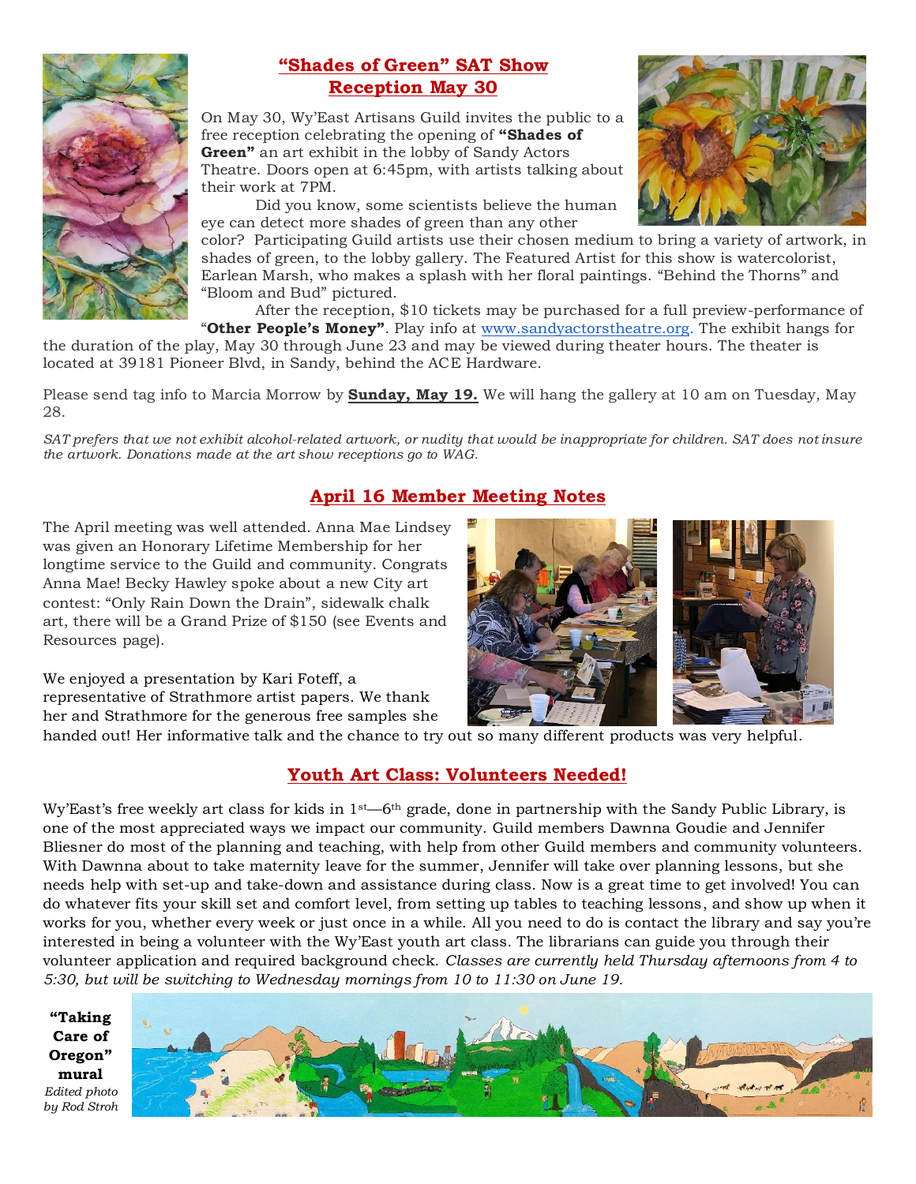## "Shades of Green" SAT Show Reception May 30

On May 30, Wy'East Artisans Guild invites the public to a free reception celebrating the opening of **"Shades of Green"** an art exhibit in the lobby of Sandy Actors Theatre. Doors open at 6:45pm, with artists talking about their work at 7PM.

Did you know, some scientists believe the human eye can detect more shades of green than any other color? Participating Guild artists use their chosen medium to bring a variety of artwork, in shades of green, to the lobby gallery. The Featured Artist for this show is watercolorist, Earlean Marsh, who makes a splash with her floral paintings. "Behind the Thorns" and "Bloom and Bud" pictured.

After the reception, $10 tickets may be purchased for a full preview-performance of "**Other People's Money"**. Play info at www.sandyactorstheatre.org. The exhibit hangs for the duration of the play, May 30 through June 23 and may be viewed during theater hours. The theater is located at 39181 Pioneer Blvd, in Sandy, behind the ACE Hardware.

Please send tag info to Marcia Morrow by **Sunday, May 19.** We will hang the gallery at 10 am on Tuesday, May 28.

*SAT prefers that we not exhibit alcohol-related artwork, or nudity that would be inappropriate for children. SAT does not insure the artwork. Donations made at the art show receptions go to WAG.*

## April 16 Member Meeting Notes

The April meeting was well attended. Anna Mae Lindsey was given an Honorary Lifetime Membership for her longtime service to the Guild and community. Congrats Anna Mae! Becky Hawley spoke about a new City art contest: "Only Rain Down the Drain", sidewalk chalk art, there will be a Grand Prize of $150 (see Events and Resources page).

We enjoyed a presentation by Kari Foteff, a representative of Strathmore artist papers. We thank her and Strathmore for the generous free samples she handed out! Her informative talk and the chance to try out so many different products was very helpful.

## Youth Art Class: Volunteers Needed!

Wy'East's free weekly art class for kids in 1st—6th grade, done in partnership with the Sandy Public Library, is one of the most appreciated ways we impact our community. Guild members Dawnna Goudie and Jennifer Bliesner do most of the planning and teaching, with help from other Guild members and community volunteers. With Dawnna about to take maternity leave for the summer, Jennifer will take over planning lessons, but she needs help with set-up and take-down and assistance during class. Now is a great time to get involved! You can do whatever fits your skill set and comfort level, from setting up tables to teaching lessons, and show up when it works for you, whether every week or just once in a while. All you need to do is contact the library and say you're interested in being a volunteer with the Wy'East youth art class. The librarians can guide you through their volunteer application and required background check. *Classes are currently held Thursday afternoons from 4 to 5:30, but will be switching to Wednesday mornings from 10 to 11:30 on June 19.*

**"Taking Care of Oregon" mural**
*Edited photo by Rod Stroh*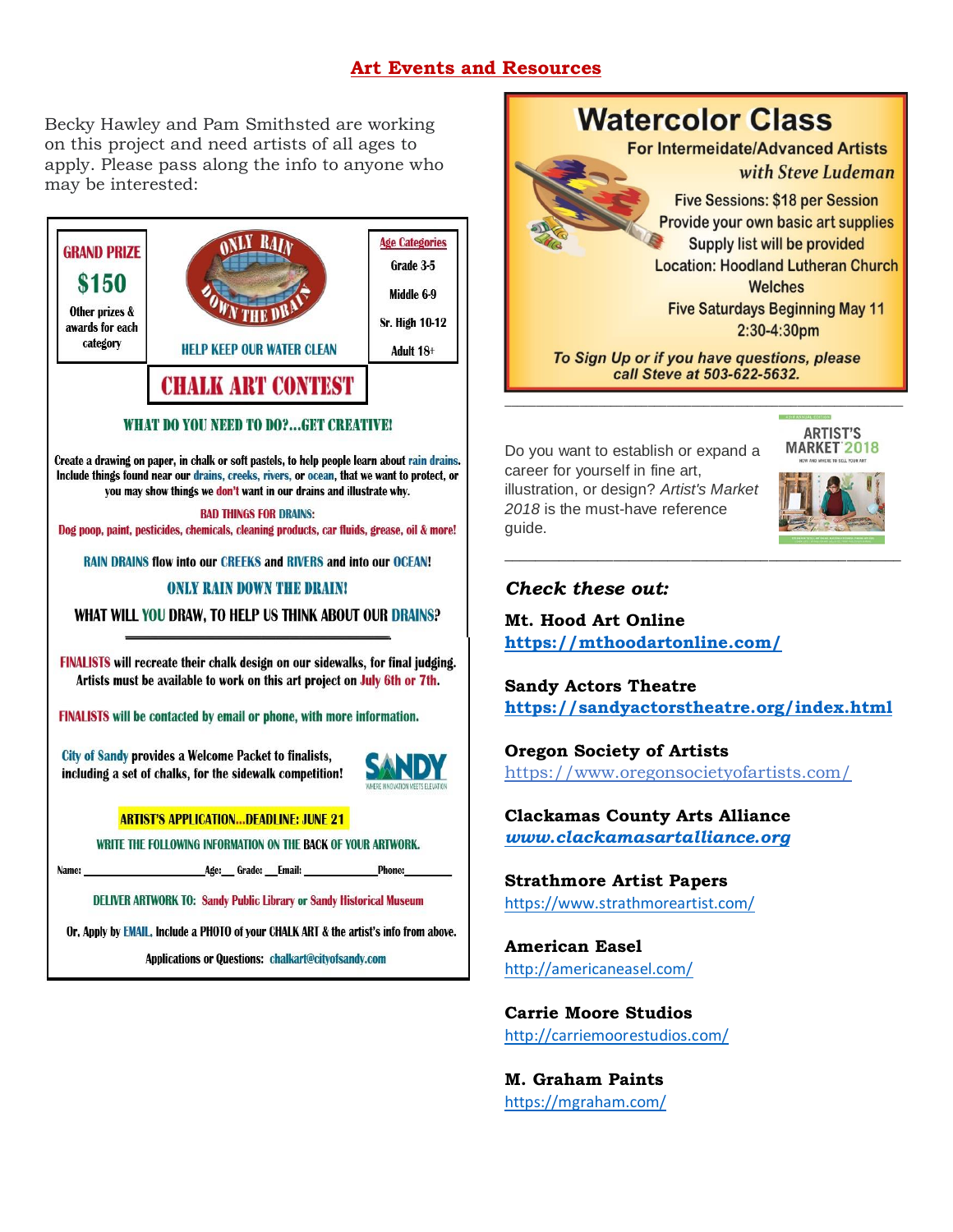## Art Events and Resources

Becky Hawley and Pam Smithsted are working on this project and need artists of all ages to apply. Please pass along the info to anyone who may be interested:

**GRAND PRIZE**

**$150**

Other prizes & awards for each category

ONLY RAIN DOWN THE DRAIN

HELP KEEP OUR WATER CLEAN

**Age Categories**

- Grade 3-5
- Middle 6-9
- Sr. High 10-12
- Adult 18+

### CHALK ART CONTEST

**WHAT DO YOU NEED TO DO?...GET CREATIVE!**

Create a drawing on paper, in chalk or soft pastels, to help people learn about rain drains. Include things found near our drains, creeks, rivers, or ocean, that we want to protect, or you may show things we don't want in our drains and illustrate why.

**BAD THINGS FOR DRAINS:**
Dog poop, paint, pesticides, chemicals, cleaning products, car fluids, grease, oil & more!

RAIN DRAINS flow into our CREEKS and RIVERS and into our OCEAN!

**ONLY RAIN DOWN THE DRAIN!**

**WHAT WILL YOU DRAW, TO HELP US THINK ABOUT OUR DRAINS?**

FINALISTS will recreate their chalk design on our sidewalks, for final judging. Artists must be available to work on this art project on July 6th or 7th.

FINALISTS will be contacted by email or phone, with more information.

City of Sandy provides a Welcome Packet to finalists, including a set of chalks, for the sidewalk competition!

SANDY — WHERE INNOVATION MEETS ELEVATION

**ARTIST'S APPLICATION...DEADLINE: JUNE 21**

WRITE THE FOLLOWING INFORMATION ON THE BACK OF YOUR ARTWORK.

Name: ____________________ Age: ___ Grade: ___ Email: ____________ Phone: ________

DELIVER ARTWORK TO: Sandy Public Library or Sandy Historical Museum

Or, Apply by EMAIL. Include a PHOTO of your CHALK ART & the artist's info from above.

Applications or Questions: chalkart@cityofsandy.com

## Watercolor Class

For Intermeidate/Advanced Artists

*with Steve Ludeman*

Five Sessions: $18 per Session
Provide your own basic art supplies
Supply list will be provided
Location: Hoodland Lutheran Church
Welches
Five Saturdays Beginning May 11
2:30-4:30pm

*To Sign Up or if you have questions, please call Steve at 503-622-5632.*

---

Do you want to establish or expand a career for yourself in fine art, illustration, or design? *Artist's Market 2018* is the must-have reference guide.

ARTIST'S MARKET 2018 — HOW AND WHERE TO SELL YOUR ART

---

### *Check these out:*

**Mt. Hood Art Online**
**https://mthoodartonline.com/**

**Sandy Actors Theatre**
**https://sandyactorstheatre.org/index.html**

**Oregon Society of Artists**
https://www.oregonsocietyofartists.com/

**Clackamas County Arts Alliance**
***www.clackamasartalliance.org***

**Strathmore Artist Papers**
https://www.strathmoreartist.com/

**American Easel**
http://americaneasel.com/

**Carrie Moore Studios**
http://carriemoorestudios.com/

**M. Graham Paints**
https://mgraham.com/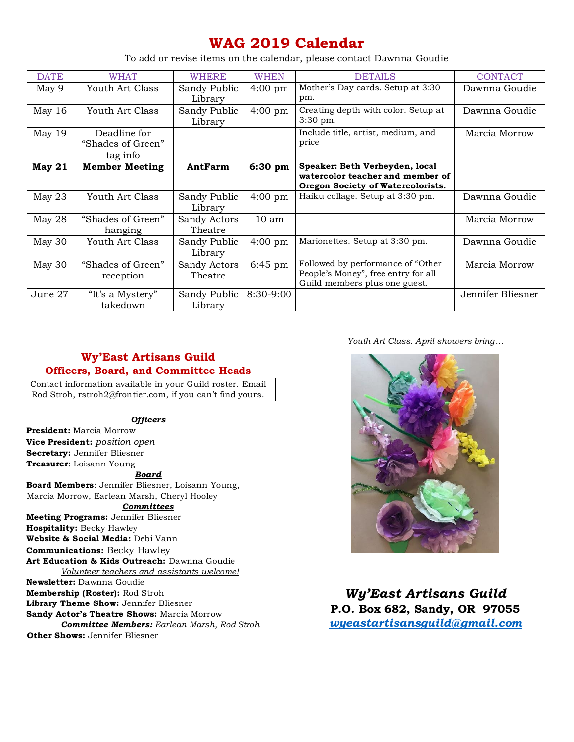# WAG 2019 Calendar

To add or revise items on the calendar, please contact Dawnna Goudie

| DATE | WHAT | WHERE | WHEN | DETAILS | CONTACT |
|---|---|---|---|---|---|
| May 9 | Youth Art Class | Sandy Public Library | 4:00 pm | Mother's Day cards. Setup at 3:30 pm. | Dawnna Goudie |
| May 16 | Youth Art Class | Sandy Public Library | 4:00 pm | Creating depth with color. Setup at 3:30 pm. | Dawnna Goudie |
| May 19 | Deadline for "Shades of Green" tag info | | | Include title, artist, medium, and price | Marcia Morrow |
| **May 21** | **Member Meeting** | **AntFarm** | **6:30 pm** | **Speaker: Beth Verheyden, local watercolor teacher and member of Oregon Society of Watercolorists.** | |
| May 23 | Youth Art Class | Sandy Public Library | 4:00 pm | Haiku collage. Setup at 3:30 pm. | Dawnna Goudie |
| May 28 | "Shades of Green" hanging | Sandy Actors Theatre | 10 am | | Marcia Morrow |
| May 30 | Youth Art Class | Sandy Public Library | 4:00 pm | Marionettes. Setup at 3:30 pm. | Dawnna Goudie |
| May 30 | "Shades of Green" reception | Sandy Actors Theatre | 6:45 pm | Followed by performance of "Other People's Money", free entry for all Guild members plus one guest. | Marcia Morrow |
| June 27 | "It's a Mystery" takedown | Sandy Public Library | 8:30-9:00 | | Jennifer Bliesner |

## Wy'East Artisans Guild
## Officers, Board, and Committee Heads

Contact information available in your Guild roster. Email Rod Stroh, rstroh2@frontier.com, if you can't find yours.

***Officers***

**President:** Marcia Morrow
**Vice President:** *position open*
**Secretary:** Jennifer Bliesner
**Treasurer**: Loisann Young

***Board***

**Board Members**: Jennifer Bliesner, Loisann Young, Marcia Morrow, Earlean Marsh, Cheryl Hooley

***Committees***

**Meeting Programs:** Jennifer Bliesner
**Hospitality:** Becky Hawley
**Website & Social Media:** Debi Vann
**Communications:** Becky Hawley
**Art Education & Kids Outreach:** Dawnna Goudie
*Volunteer teachers and assistants welcome!*
**Newsletter:** Dawnna Goudie
**Membership (Roster):** Rod Stroh
**Library Theme Show:** Jennifer Bliesner
**Sandy Actor's Theatre Shows:** Marcia Morrow
***Committee Members:*** *Earlean Marsh, Rod Stroh*
**Other Shows:** Jennifer Bliesner

*Youth Art Class. April showers bring…*

***Wy'East Artisans Guild***
**P.O. Box 682, Sandy, OR 97055**
***wyeastartisansguild@gmail.com***